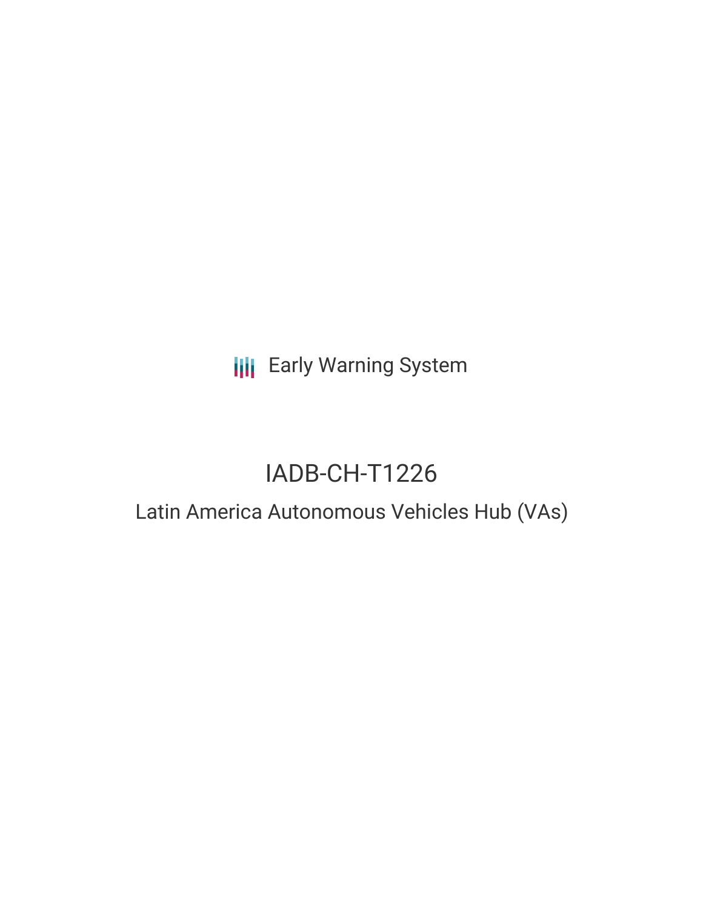Early Warning System

# IADB-CH-T1226

## Latin America Autonomous Vehicles Hub (VAs)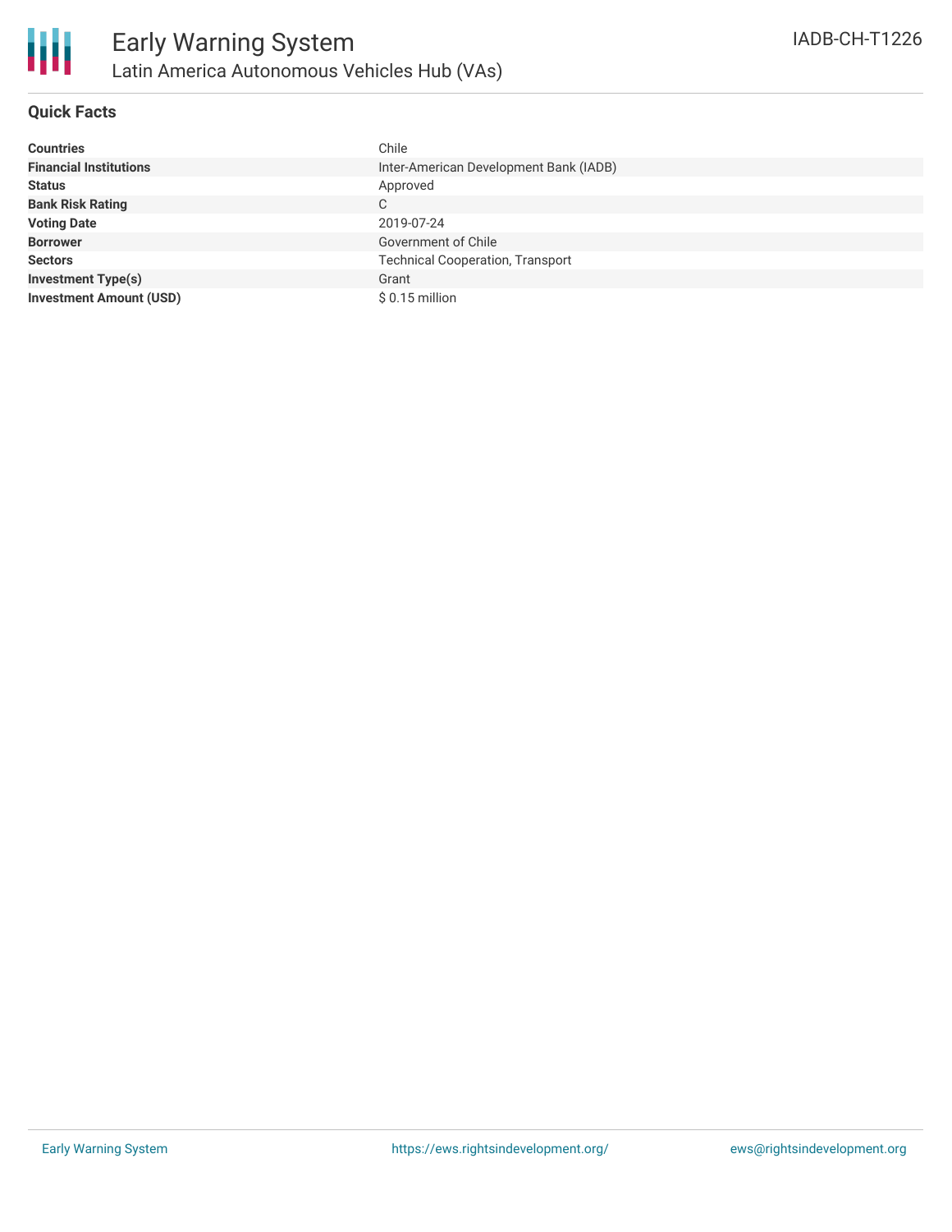# Early Warning System

## Latin America Autonomous Vehicles Hub (VAs)

IADB-CH-T1226

### Quick Facts

| | |
|---|---|
| **Countries** | Chile |
| **Financial Institutions** | Inter-American Development Bank (IADB) |
| **Status** | Approved |
| **Bank Risk Rating** | C |
| **Voting Date** | 2019-07-24 |
| **Borrower** | Government of Chile |
| **Sectors** | Technical Cooperation, Transport |
| **Investment Type(s)** | Grant |
| **Investment Amount (USD)** | $ 0.15 million |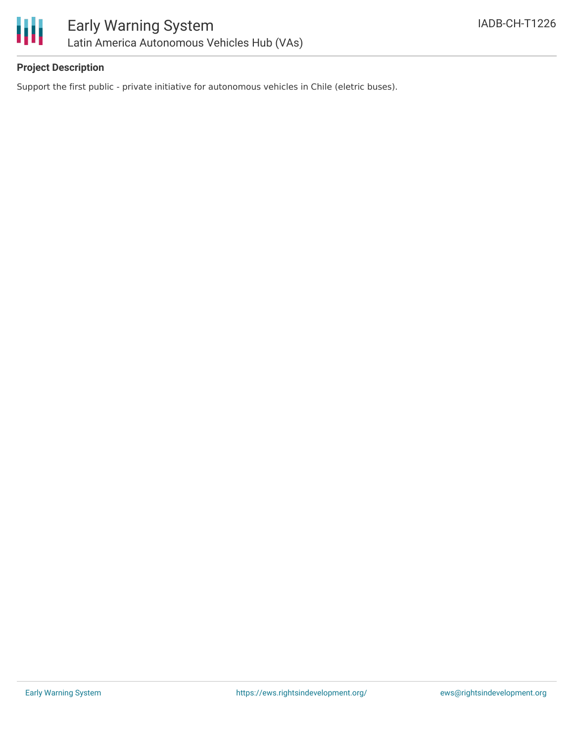# Early Warning System

## Latin America Autonomous Vehicles Hub (VAs)

IADB-CH-T1226

### Project Description

Support the first public - private initiative for autonomous vehicles in Chile (eletric buses).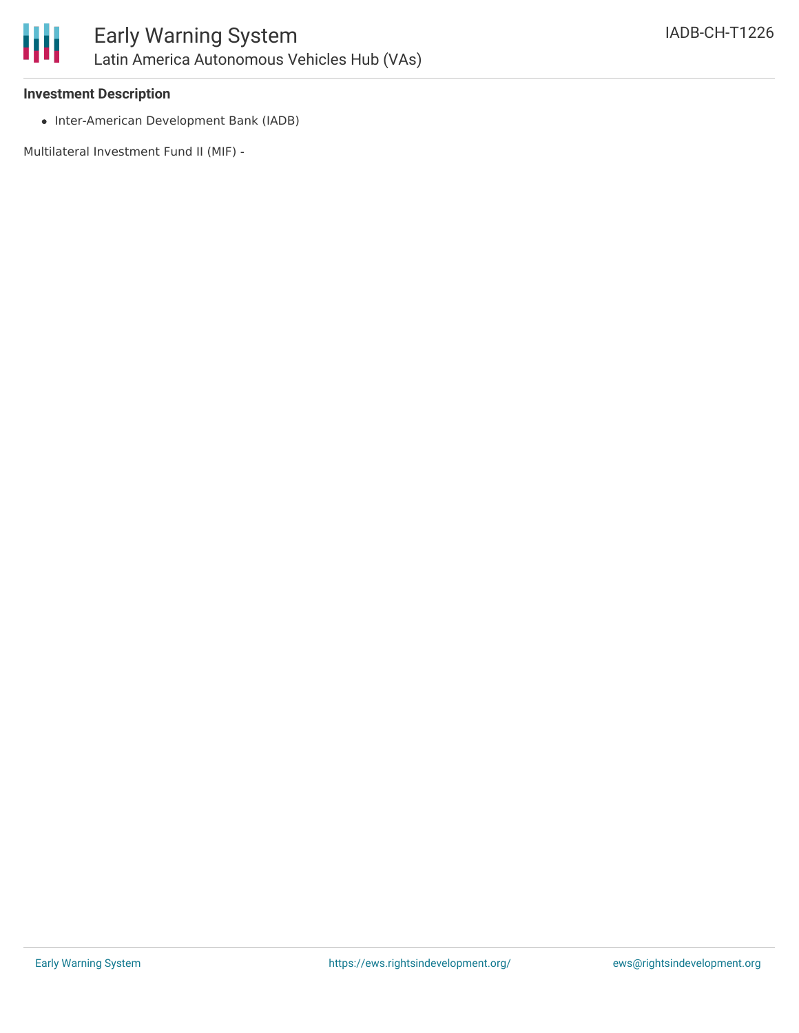### Investment Description

- Inter-American Development Bank (IADB)

Multilateral Investment Fund II (MIF) -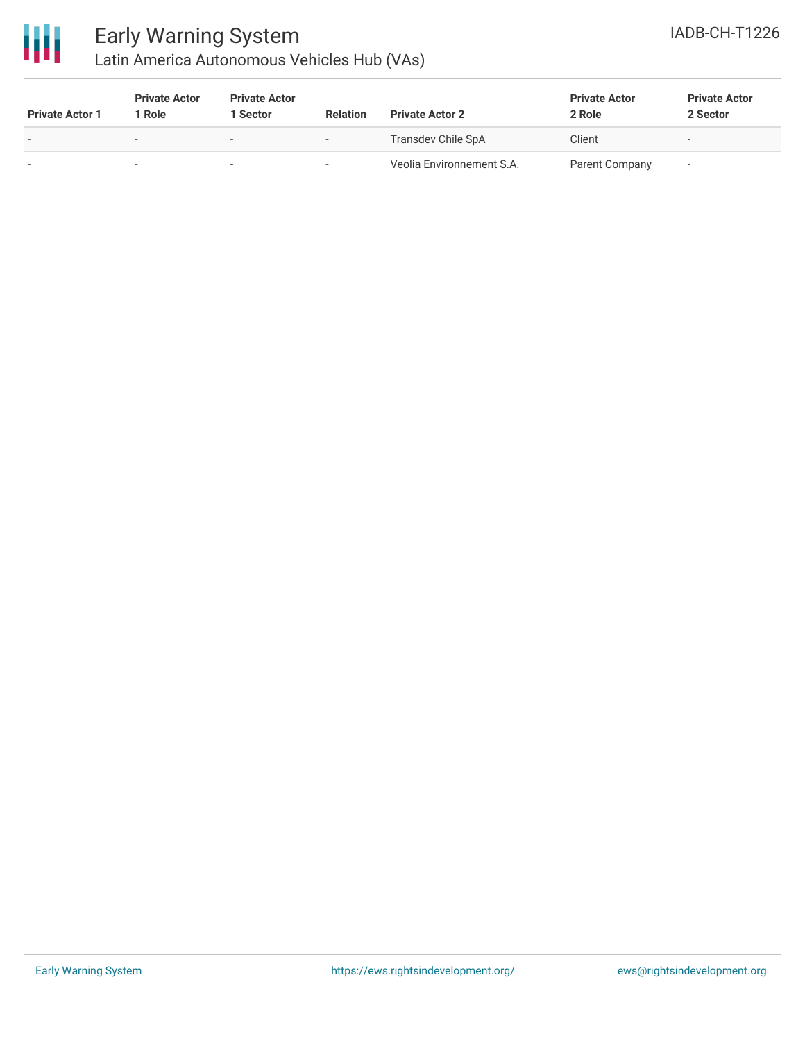| Private Actor 1 | Private Actor 1 Role | Private Actor 1 Sector | Relation | Private Actor 2 | Private Actor 2 Role | Private Actor 2 Sector |
|---|---|---|---|---|---|---|
| - | - | - | - | Transdev Chile SpA | Client | - |
| - | - | - | - | Veolia Environnement S.A. | Parent Company | - |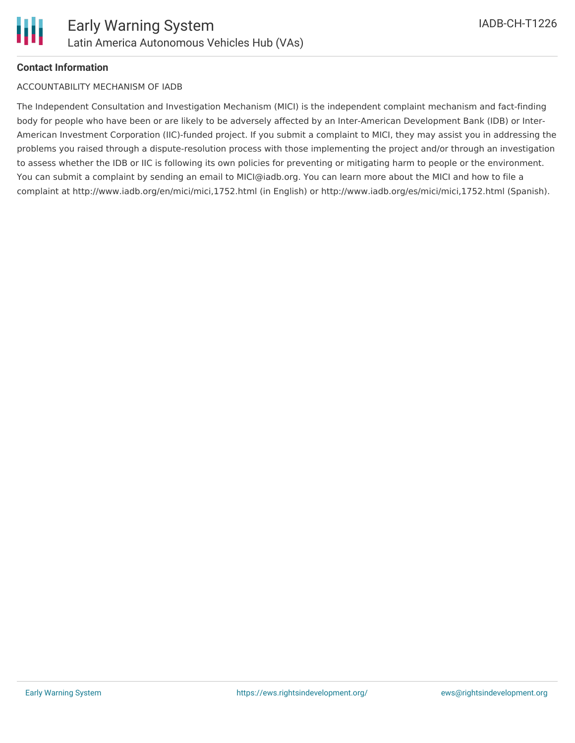**Contact Information**

ACCOUNTABILITY MECHANISM OF IADB

The Independent Consultation and Investigation Mechanism (MICI) is the independent complaint mechanism and fact-finding body for people who have been or are likely to be adversely affected by an Inter-American Development Bank (IDB) or Inter-American Investment Corporation (IIC)-funded project. If you submit a complaint to MICI, they may assist you in addressing the problems you raised through a dispute-resolution process with those implementing the project and/or through an investigation to assess whether the IDB or IIC is following its own policies for preventing or mitigating harm to people or the environment. You can submit a complaint by sending an email to MICI@iadb.org. You can learn more about the MICI and how to file a complaint at http://www.iadb.org/en/mici/mici,1752.html (in English) or http://www.iadb.org/es/mici/mici,1752.html (Spanish).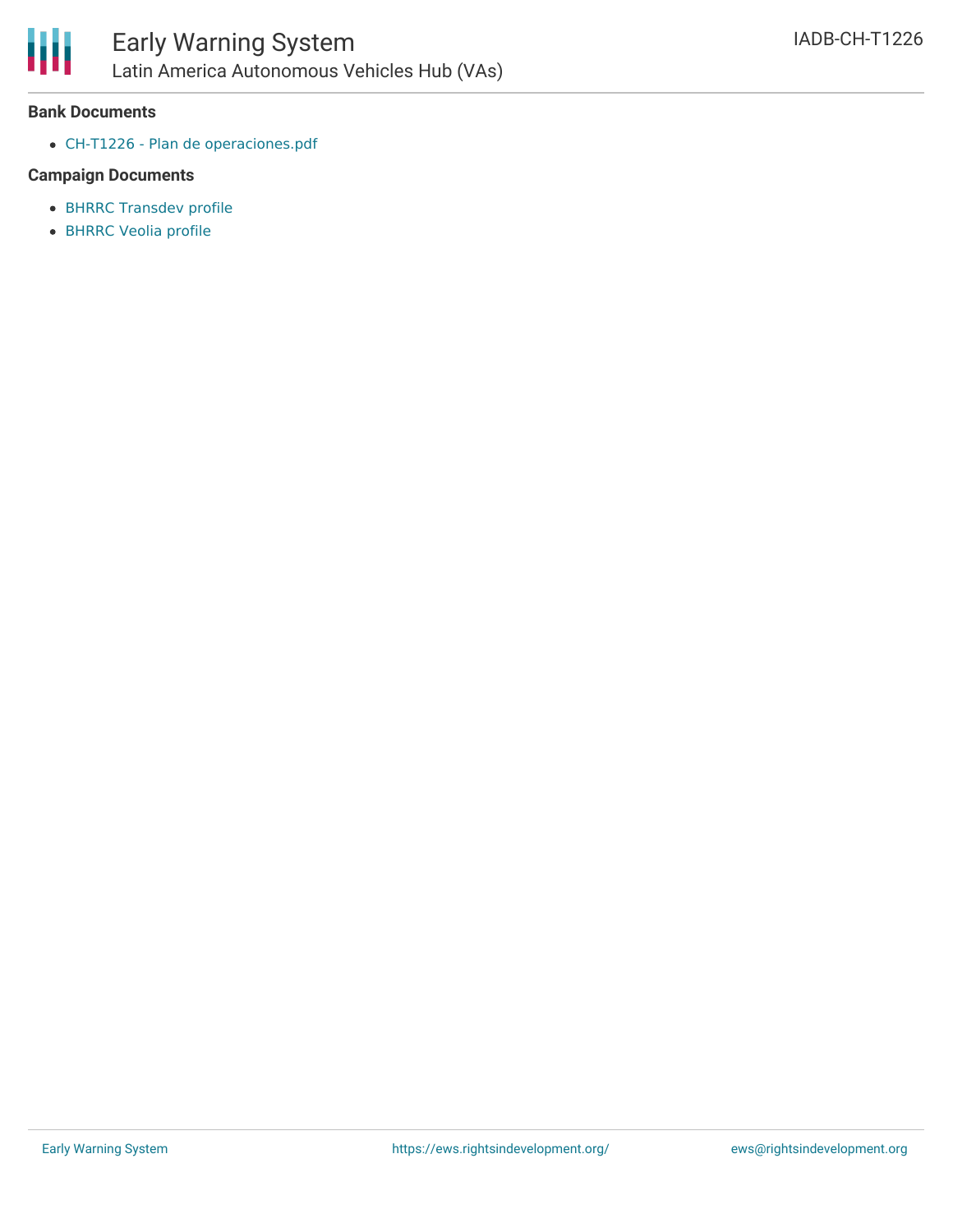**Bank Documents**

- CH-T1226 - Plan de operaciones.pdf

**Campaign Documents**

- BHRRC Transdev profile
- BHRRC Veolia profile